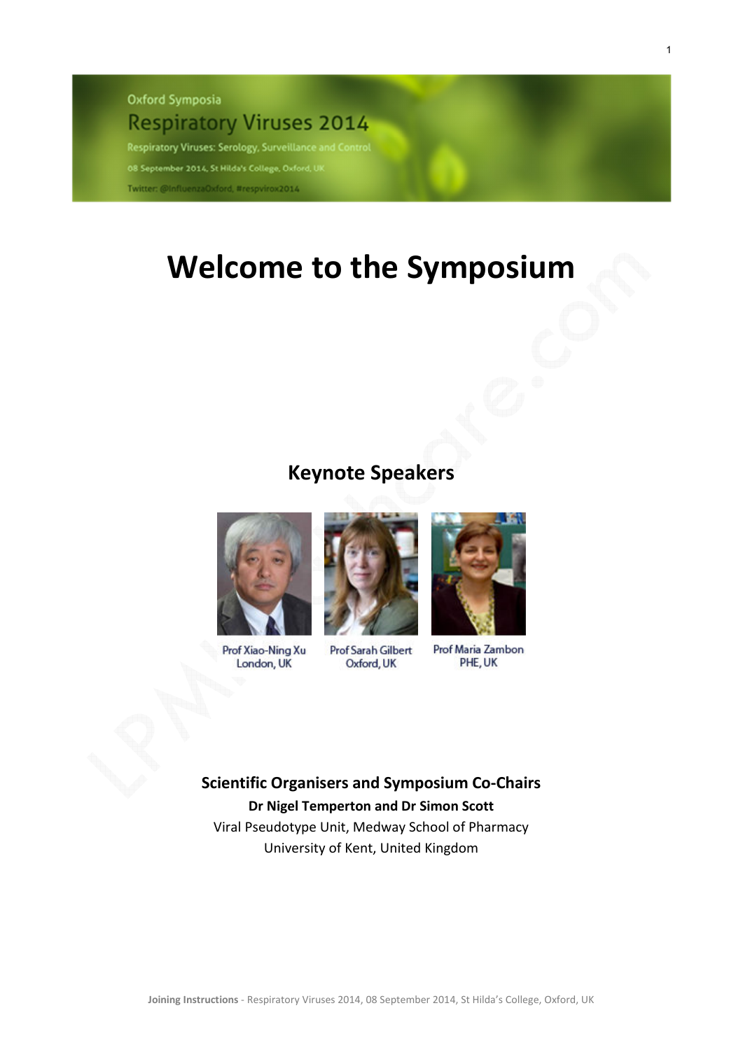Oxford Symposia

Respiratory Viruses 2014

Respiratory Viruses: Serology, Surveillance and Control

08 September 2014, St Hilda's College, Oxford, UK

Twitter: @InfluenzaOxford, #respvirox2014

# Welcome to the Symposium

## Keynote Speakers

Prof Xiao-Ning Xu
London, UK

Prof Sarah Gilbert
Oxford, UK

Prof Maria Zambon
PHE, UK

### Scientific Organisers and Symposium Co-Chairs

**Dr Nigel Temperton and Dr Simon Scott**

Viral Pseudotype Unit, Medway School of Pharmacy

University of Kent, United Kingdom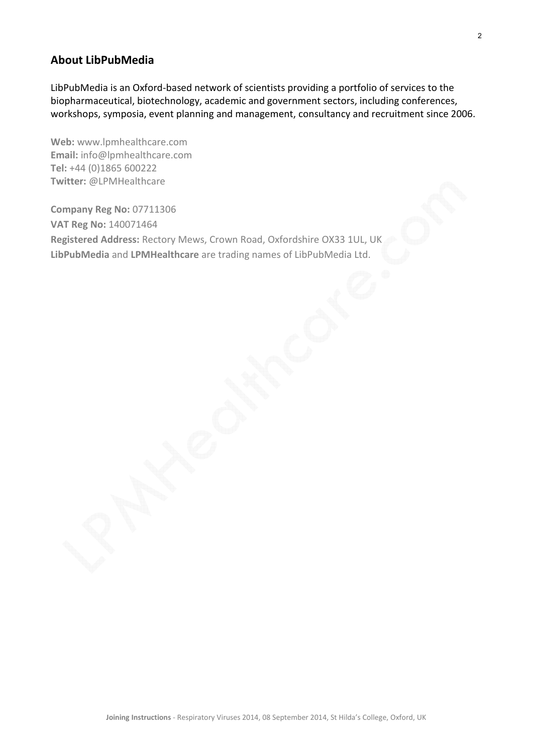## About LibPubMedia

LibPubMedia is an Oxford-based network of scientists providing a portfolio of services to the biopharmaceutical, biotechnology, academic and government sectors, including conferences, workshops, symposia, event planning and management, consultancy and recruitment since 2006.

**Web:** www.lpmhealthcare.com
**Email:** info@lpmhealthcare.com
**Tel:** +44 (0)1865 600222
**Twitter:** @LPMHealthcare

**Company Reg No:** 07711306
**VAT Reg No:** 140071464
**Registered Address:** Rectory Mews, Crown Road, Oxfordshire OX33 1UL, UK
**LibPubMedia** and **LPMHealthcare** are trading names of LibPubMedia Ltd.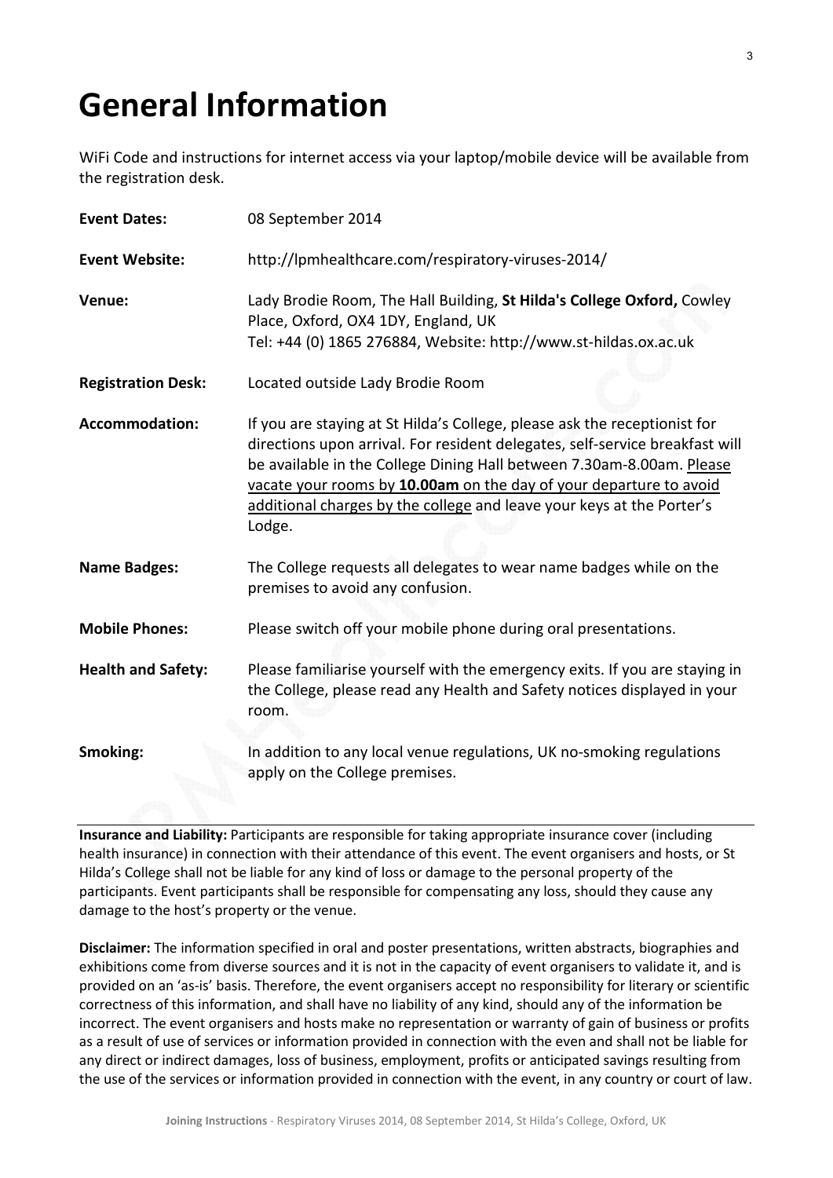# General Information

WiFi Code and instructions for internet access via your laptop/mobile device will be available from the registration desk.

**Event Dates:** 08 September 2014

**Event Website:** http://lpmhealthcare.com/respiratory-viruses-2014/

**Venue:** Lady Brodie Room, The Hall Building, **St Hilda's College Oxford,** Cowley Place, Oxford, OX4 1DY, England, UK
Tel: +44 (0) 1865 276884, Website: http://www.st-hildas.ox.ac.uk

**Registration Desk:** Located outside Lady Brodie Room

**Accommodation:** If you are staying at St Hilda's College, please ask the receptionist for directions upon arrival. For resident delegates, self-service breakfast will be available in the College Dining Hall between 7.30am-8.00am. Please vacate your rooms by **10.00am** on the day of your departure to avoid additional charges by the college and leave your keys at the Porter's Lodge.

**Name Badges:** The College requests all delegates to wear name badges while on the premises to avoid any confusion.

**Mobile Phones:** Please switch off your mobile phone during oral presentations.

**Health and Safety:** Please familiarise yourself with the emergency exits. If you are staying in the College, please read any Health and Safety notices displayed in your room.

**Smoking:** In addition to any local venue regulations, UK no-smoking regulations apply on the College premises.

---

**Insurance and Liability:** Participants are responsible for taking appropriate insurance cover (including health insurance) in connection with their attendance of this event. The event organisers and hosts, or St Hilda's College shall not be liable for any kind of loss or damage to the personal property of the participants. Event participants shall be responsible for compensating any loss, should they cause any damage to the host's property or the venue.

**Disclaimer:** The information specified in oral and poster presentations, written abstracts, biographies and exhibitions come from diverse sources and it is not in the capacity of event organisers to validate it, and is provided on an 'as-is' basis. Therefore, the event organisers accept no responsibility for literary or scientific correctness of this information, and shall have no liability of any kind, should any of the information be incorrect. The event organisers and hosts make no representation or warranty of gain of business or profits as a result of use of services or information provided in connection with the even and shall not be liable for any direct or indirect damages, loss of business, employment, profits or anticipated savings resulting from the use of the services or information provided in connection with the event, in any country or court of law.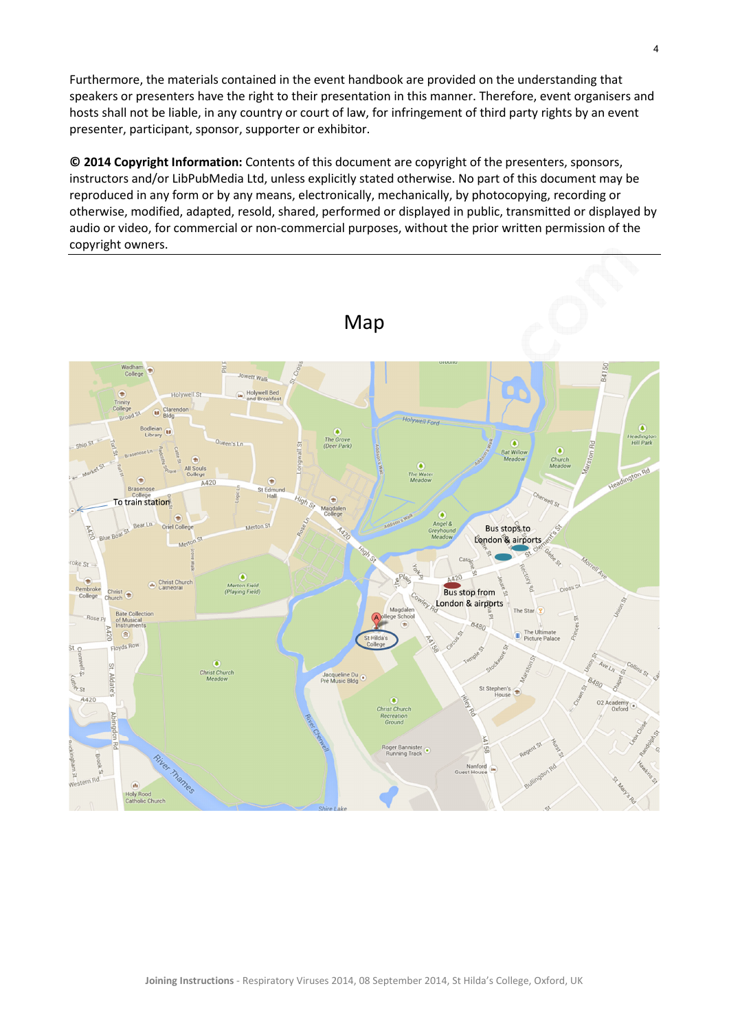Furthermore, the materials contained in the event handbook are provided on the understanding that speakers or presenters have the right to their presentation in this manner. Therefore, event organisers and hosts shall not be liable, in any country or court of law, for infringement of third party rights by an event presenter, participant, sponsor, supporter or exhibitor.

**© 2014 Copyright Information:** Contents of this document are copyright of the presenters, sponsors, instructors and/or LibPubMedia Ltd, unless explicitly stated otherwise. No part of this document may be reproduced in any form or by any means, electronically, mechanically, by photocopying, recording or otherwise, modified, adapted, resold, shared, performed or displayed in public, transmitted or displayed by audio or video, for commercial or non-commercial purposes, without the prior written permission of the copyright owners.

---

# Map

To train station

Bus stops to London & airports

Bus stop from London & airports

St Hilda's College